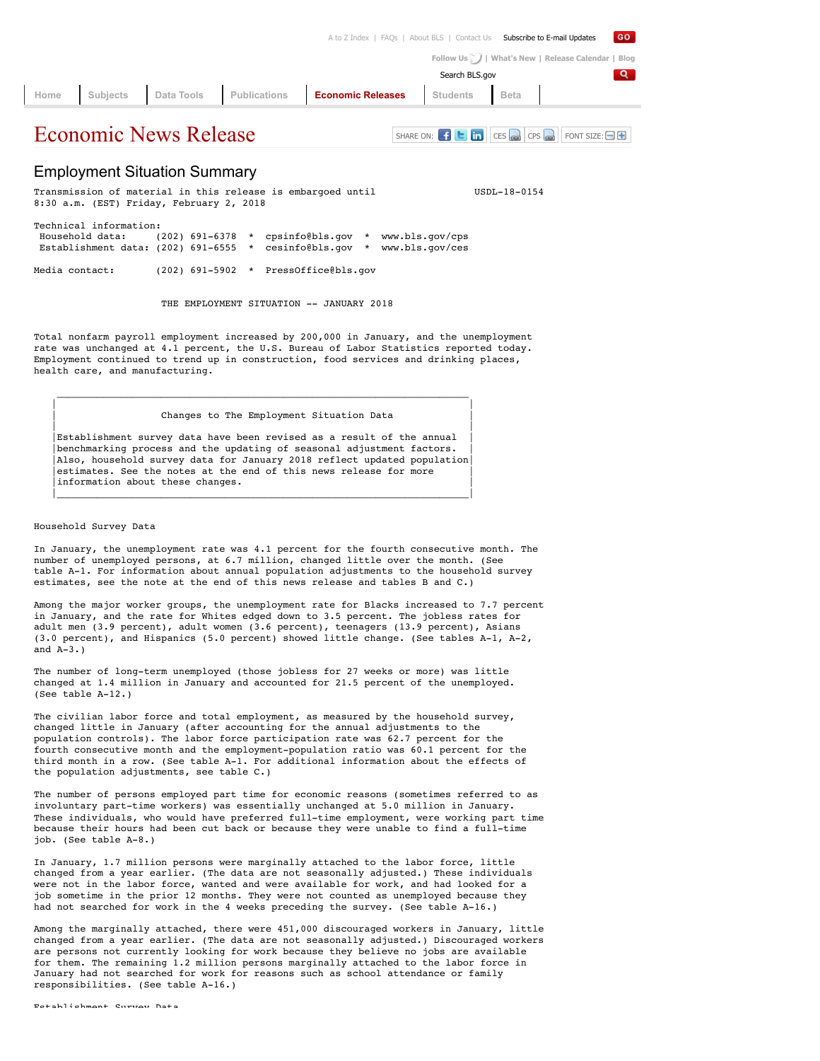# Economic News Release

## Employment Situation Summary

Transmission of material in this release is embargoed until 8:30 a.m. (EST) Friday, February 2, 2018

USDL-18-0154

Technical information:
Household data: (202) 691-6378 * cpsinfo@bls.gov * www.bls.gov/cps
Establishment data: (202) 691-6555 * cesinfo@bls.gov * www.bls.gov/ces

Media contact: (202) 691-5902 * PressOffice@bls.gov

### THE EMPLOYMENT SITUATION -- JANUARY 2018

Total nonfarm payroll employment increased by 200,000 in January, and the unemployment rate was unchanged at 4.1 percent, the U.S. Bureau of Labor Statistics reported today. Employment continued to trend up in construction, food services and drinking places, health care, and manufacturing.

> **Changes to The Employment Situation Data**
>
> Establishment survey data have been revised as a result of the annual benchmarking process and the updating of seasonal adjustment factors. Also, household survey data for January 2018 reflect updated population estimates. See the notes at the end of this news release for more information about these changes.

### Household Survey Data

In January, the unemployment rate was 4.1 percent for the fourth consecutive month. The number of unemployed persons, at 6.7 million, changed little over the month. (See table A-1. For information about annual population adjustments to the household survey estimates, see the note at the end of this news release and tables B and C.)

Among the major worker groups, the unemployment rate for Blacks increased to 7.7 percent in January, and the rate for Whites edged down to 3.5 percent. The jobless rates for adult men (3.9 percent), adult women (3.6 percent), teenagers (13.9 percent), Asians (3.0 percent), and Hispanics (5.0 percent) showed little change. (See tables A-1, A-2, and A-3.)

The number of long-term unemployed (those jobless for 27 weeks or more) was little changed at 1.4 million in January and accounted for 21.5 percent of the unemployed. (See table A-12.)

The civilian labor force and total employment, as measured by the household survey, changed little in January (after accounting for the annual adjustments to the population controls). The labor force participation rate was 62.7 percent for the fourth consecutive month and the employment-population ratio was 60.1 percent for the third month in a row. (See table A-1. For additional information about the effects of the population adjustments, see table C.)

The number of persons employed part time for economic reasons (sometimes referred to as involuntary part-time workers) was essentially unchanged at 5.0 million in January. These individuals, who would have preferred full-time employment, were working part time because their hours had been cut back or because they were unable to find a full-time job. (See table A-8.)

In January, 1.7 million persons were marginally attached to the labor force, little changed from a year earlier. (The data are not seasonally adjusted.) These individuals were not in the labor force, wanted and were available for work, and had looked for a job sometime in the prior 12 months. They were not counted as unemployed because they had not searched for work in the 4 weeks preceding the survey. (See table A-16.)

Among the marginally attached, there were 451,000 discouraged workers in January, little changed from a year earlier. (The data are not seasonally adjusted.) Discouraged workers are persons not currently looking for work because they believe no jobs are available for them. The remaining 1.2 million persons marginally attached to the labor force in January had not searched for work for reasons such as school attendance or family responsibilities. (See table A-16.)

### Establishment Survey Data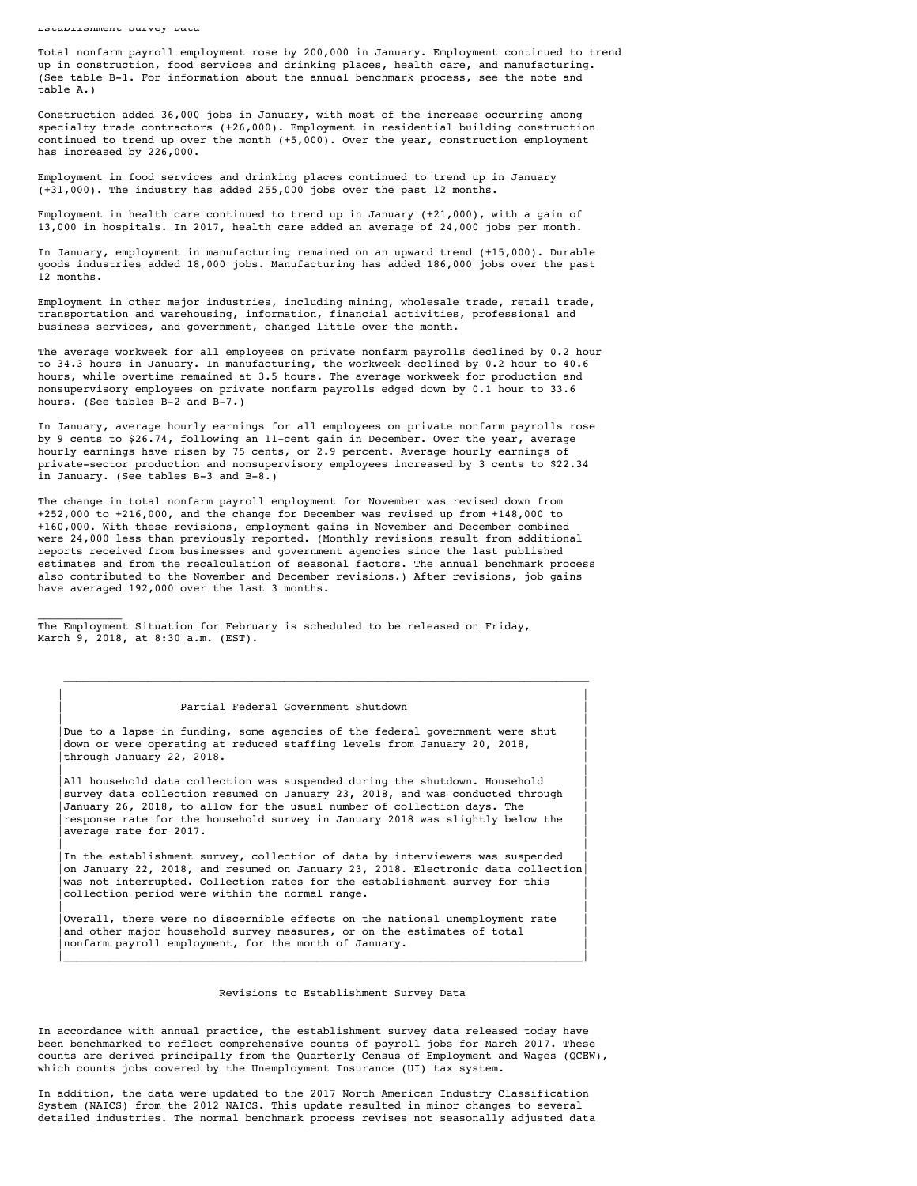## Establishment Survey Data

Total nonfarm payroll employment rose by 200,000 in January. Employment continued to trend up in construction, food services and drinking places, health care, and manufacturing. (See table B-1. For information about the annual benchmark process, see the note and table A.)

Construction added 36,000 jobs in January, with most of the increase occurring among specialty trade contractors (+26,000). Employment in residential building construction continued to trend up over the month (+5,000). Over the year, construction employment has increased by 226,000.

Employment in food services and drinking places continued to trend up in January (+31,000). The industry has added 255,000 jobs over the past 12 months.

Employment in health care continued to trend up in January (+21,000), with a gain of 13,000 in hospitals. In 2017, health care added an average of 24,000 jobs per month.

In January, employment in manufacturing remained on an upward trend (+15,000). Durable goods industries added 18,000 jobs. Manufacturing has added 186,000 jobs over the past 12 months.

Employment in other major industries, including mining, wholesale trade, retail trade, transportation and warehousing, information, financial activities, professional and business services, and government, changed little over the month.

The average workweek for all employees on private nonfarm payrolls declined by 0.2 hour to 34.3 hours in January. In manufacturing, the workweek declined by 0.2 hour to 40.6 hours, while overtime remained at 3.5 hours. The average workweek for production and nonsupervisory employees on private nonfarm payrolls edged down by 0.1 hour to 33.6 hours. (See tables B-2 and B-7.)

In January, average hourly earnings for all employees on private nonfarm payrolls rose by 9 cents to $26.74, following an 11-cent gain in December. Over the year, average hourly earnings have risen by 75 cents, or 2.9 percent. Average hourly earnings of private-sector production and nonsupervisory employees increased by 3 cents to $22.34 in January. (See tables B-3 and B-8.)

The change in total nonfarm payroll employment for November was revised down from +252,000 to +216,000, and the change for December was revised up from +148,000 to +160,000. With these revisions, employment gains in November and December combined were 24,000 less than previously reported. (Monthly revisions result from additional reports received from businesses and government agencies since the last published estimates and from the recalculation of seasonal factors. The annual benchmark process also contributed to the November and December revisions.) After revisions, job gains have averaged 192,000 over the last 3 months.

\_\_\_\_\_\_\_\_\_\_\_\_

The Employment Situation for February is scheduled to be released on Friday, March 9, 2018, at 8:30 a.m. (EST).

---

### Partial Federal Government Shutdown

Due to a lapse in funding, some agencies of the federal government were shut down or were operating at reduced staffing levels from January 20, 2018, through January 22, 2018.

All household data collection was suspended during the shutdown. Household survey data collection resumed on January 23, 2018, and was conducted through January 26, 2018, to allow for the usual number of collection days. The response rate for the household survey in January 2018 was slightly below the average rate for 2017.

In the establishment survey, collection of data by interviewers was suspended on January 22, 2018, and resumed on January 23, 2018. Electronic data collection was not interrupted. Collection rates for the establishment survey for this collection period were within the normal range.

Overall, there were no discernible effects on the national unemployment rate and other major household survey measures, or on the estimates of total nonfarm payroll employment, for the month of January.

---

## Revisions to Establishment Survey Data

In accordance with annual practice, the establishment survey data released today have been benchmarked to reflect comprehensive counts of payroll jobs for March 2017. These counts are derived principally from the Quarterly Census of Employment and Wages (QCEW), which counts jobs covered by the Unemployment Insurance (UI) tax system.

In addition, the data were updated to the 2017 North American Industry Classification System (NAICS) from the 2012 NAICS. This update resulted in minor changes to several detailed industries. The normal benchmark process revises not seasonally adjusted data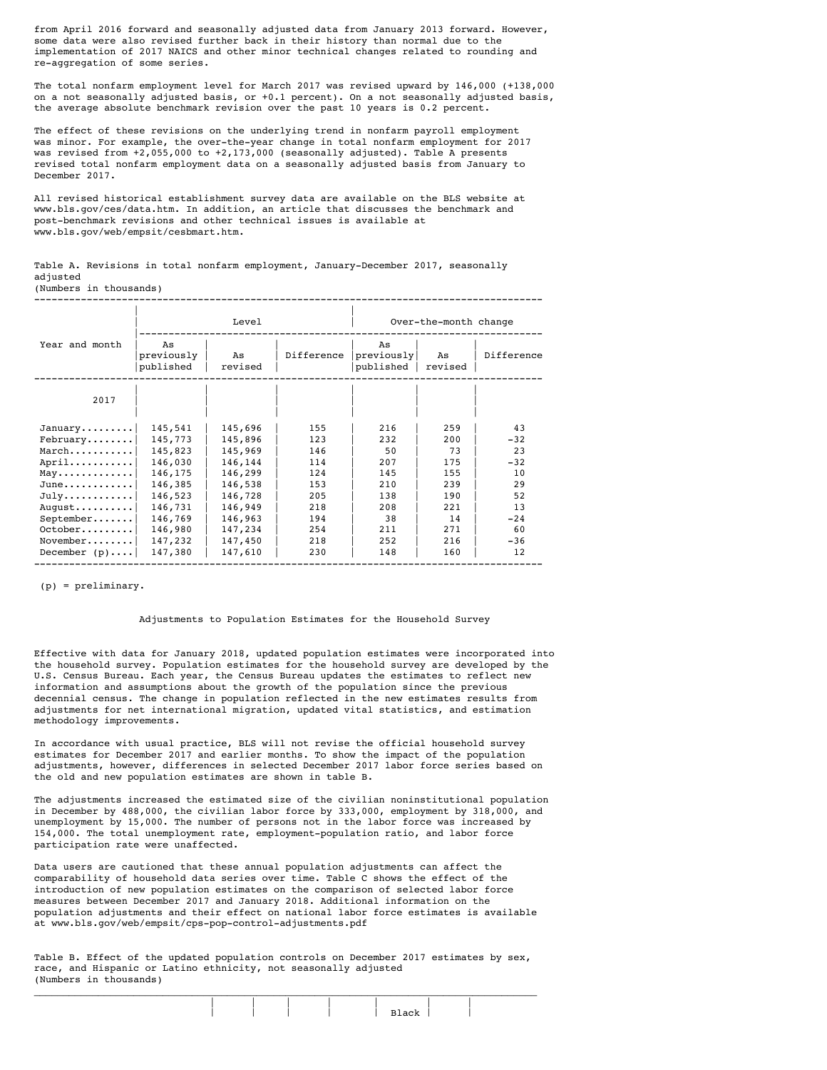from April 2016 forward and seasonally adjusted data from January 2013 forward. However, some data were also revised further back in their history than normal due to the implementation of 2017 NAICS and other minor technical changes related to rounding and re-aggregation of some series.

The total nonfarm employment level for March 2017 was revised upward by 146,000 (+138,000 on a not seasonally adjusted basis, or +0.1 percent). On a not seasonally adjusted basis, the average absolute benchmark revision over the past 10 years is 0.2 percent.

The effect of these revisions on the underlying trend in nonfarm payroll employment was minor. For example, the over-the-year change in total nonfarm employment for 2017 was revised from +2,055,000 to +2,173,000 (seasonally adjusted). Table A presents revised total nonfarm employment data on a seasonally adjusted basis from January to December 2017.

All revised historical establishment survey data are available on the BLS website at www.bls.gov/ces/data.htm. In addition, an article that discusses the benchmark and post-benchmark revisions and other technical issues is available at www.bls.gov/web/empsit/cesbmart.htm.

Table A. Revisions in total nonfarm employment, January-December 2017, seasonally adjusted
(Numbers in thousands)

| Year and month | Level | | | Over-the-month change | | |
|---|---|---|---|---|---|---|
| | As previously published | As revised | Difference | As previously published | As revised | Difference |
| **2017** | | | | | | |
| January | 145,541 | 145,696 | 155 | 216 | 259 | 43 |
| February | 145,773 | 145,896 | 123 | 232 | 200 | -32 |
| March | 145,823 | 145,969 | 146 | 50 | 73 | 23 |
| April | 146,030 | 146,144 | 114 | 207 | 175 | -32 |
| May | 146,175 | 146,299 | 124 | 145 | 155 | 10 |
| June | 146,385 | 146,538 | 153 | 210 | 239 | 29 |
| July | 146,523 | 146,728 | 205 | 138 | 190 | 52 |
| August | 146,731 | 146,949 | 218 | 208 | 221 | 13 |
| September | 146,769 | 146,963 | 194 | 38 | 14 | -24 |
| October | 146,980 | 147,234 | 254 | 211 | 271 | 60 |
| November | 147,232 | 147,450 | 218 | 252 | 216 | -36 |
| December (p) | 147,380 | 147,610 | 230 | 148 | 160 | 12 |

(p) = preliminary.

## Adjustments to Population Estimates for the Household Survey

Effective with data for January 2018, updated population estimates were incorporated into the household survey. Population estimates for the household survey are developed by the U.S. Census Bureau. Each year, the Census Bureau updates the estimates to reflect new information and assumptions about the growth of the population since the previous decennial census. The change in population reflected in the new estimates results from adjustments for net international migration, updated vital statistics, and estimation methodology improvements.

In accordance with usual practice, BLS will not revise the official household survey estimates for December 2017 and earlier months. To show the impact of the population adjustments, however, differences in selected December 2017 labor force series based on the old and new population estimates are shown in table B.

The adjustments increased the estimated size of the civilian noninstitutional population in December by 488,000, the civilian labor force by 333,000, employment by 318,000, and unemployment by 15,000. The number of persons not in the labor force was increased by 154,000. The total unemployment rate, employment-population ratio, and labor force participation rate were unaffected.

Data users are cautioned that these annual population adjustments can affect the comparability of household data series over time. Table C shows the effect of the introduction of new population estimates on the comparison of selected labor force measures between December 2017 and January 2018. Additional information on the population adjustments and their effect on national labor force estimates is available at www.bls.gov/web/empsit/cps-pop-control-adjustments.pdf

Table B. Effect of the updated population controls on December 2017 estimates by sex, race, and Hispanic or Latino ethnicity, not seasonally adjusted
(Numbers in thousands)

| | | | | | Black | | |
|---|---|---|---|---|---|---|---|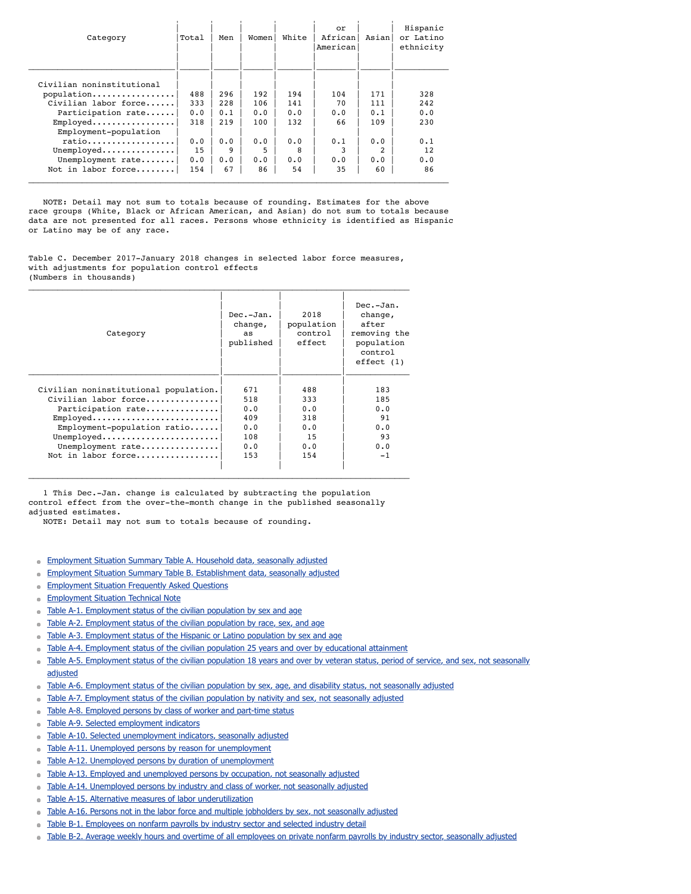| Category | Total | Men | Women | White | Black or African American | Asian | Hispanic or Latino ethnicity |
|---|---|---|---|---|---|---|---|
| Civilian noninstitutional population | 488 | 296 | 192 | 194 | 104 | 171 | 328 |
| Civilian labor force | 333 | 228 | 106 | 141 | 70 | 111 | 242 |
| Participation rate | 0.0 | 0.1 | 0.0 | 0.0 | 0.0 | 0.1 | 0.0 |
| Employed | 318 | 219 | 100 | 132 | 66 | 109 | 230 |
| Employment-population ratio | 0.0 | 0.0 | 0.0 | 0.0 | 0.1 | 0.0 | 0.1 |
| Unemployed | 15 | 9 | 5 | 8 | 3 | 2 | 12 |
| Unemployment rate | 0.0 | 0.0 | 0.0 | 0.0 | 0.0 | 0.0 | 0.0 |
| Not in labor force | 154 | 67 | 86 | 54 | 35 | 60 | 86 |

NOTE: Detail may not sum to totals because of rounding. Estimates for the above race groups (White, Black or African American, and Asian) do not sum to totals because data are not presented for all races. Persons whose ethnicity is identified as Hispanic or Latino may be of any race.

Table C. December 2017-January 2018 changes in selected labor force measures, with adjustments for population control effects
(Numbers in thousands)

| Category | Dec.-Jan. change, as published | 2018 population control effect | Dec.-Jan. change, after removing the population control effect (1) |
|---|---|---|---|
| Civilian noninstitutional population | 671 | 488 | 183 |
| Civilian labor force | 518 | 333 | 185 |
| Participation rate | 0.0 | 0.0 | 0.0 |
| Employed | 409 | 318 | 91 |
| Employment-population ratio | 0.0 | 0.0 | 0.0 |
| Unemployed | 108 | 15 | 93 |
| Unemployment rate | 0.0 | 0.0 | 0.0 |
| Not in labor force | 153 | 154 | -1 |

1 This Dec.-Jan. change is calculated by subtracting the population control effect from the over-the-month change in the published seasonally adjusted estimates.
NOTE: Detail may not sum to totals because of rounding.

- Employment Situation Summary Table A. Household data, seasonally adjusted
- Employment Situation Summary Table B. Establishment data, seasonally adjusted
- Employment Situation Frequently Asked Questions
- Employment Situation Technical Note
- Table A-1. Employment status of the civilian population by sex and age
- Table A-2. Employment status of the civilian population by race, sex, and age
- Table A-3. Employment status of the Hispanic or Latino population by sex and age
- Table A-4. Employment status of the civilian population 25 years and over by educational attainment
- Table A-5. Employment status of the civilian population 18 years and over by veteran status, period of service, and sex, not seasonally adjusted
- Table A-6. Employment status of the civilian population by sex, age, and disability status, not seasonally adjusted
- Table A-7. Employment status of the civilian population by nativity and sex, not seasonally adjusted
- Table A-8. Employed persons by class of worker and part-time status
- Table A-9. Selected employment indicators
- Table A-10. Selected unemployment indicators, seasonally adjusted
- Table A-11. Unemployed persons by reason for unemployment
- Table A-12. Unemployed persons by duration of unemployment
- Table A-13. Employed and unemployed persons by occupation, not seasonally adjusted
- Table A-14. Unemployed persons by industry and class of worker, not seasonally adjusted
- Table A-15. Alternative measures of labor underutilization
- Table A-16. Persons not in the labor force and multiple jobholders by sex, not seasonally adjusted
- Table B-1. Employees on nonfarm payrolls by industry sector and selected industry detail
- Table B-2. Average weekly hours and overtime of all employees on private nonfarm payrolls by industry sector, seasonally adjusted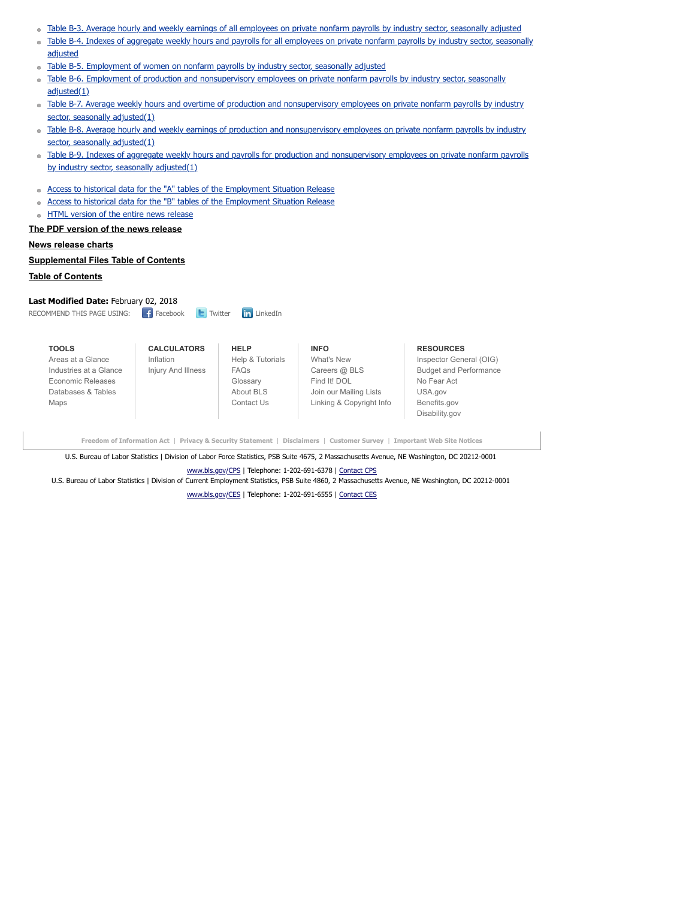- Table B-3. Average hourly and weekly earnings of all employees on private nonfarm payrolls by industry sector, seasonally adjusted
- Table B-4. Indexes of aggregate weekly hours and payrolls for all employees on private nonfarm payrolls by industry sector, seasonally adjusted
- Table B-5. Employment of women on nonfarm payrolls by industry sector, seasonally adjusted
- Table B-6. Employment of production and nonsupervisory employees on private nonfarm payrolls by industry sector, seasonally adjusted(1)
- Table B-7. Average weekly hours and overtime of production and nonsupervisory employees on private nonfarm payrolls by industry sector, seasonally adjusted(1)
- Table B-8. Average hourly and weekly earnings of production and nonsupervisory employees on private nonfarm payrolls by industry sector, seasonally adjusted(1)
- Table B-9. Indexes of aggregate weekly hours and payrolls for production and nonsupervisory employees on private nonfarm payrolls by industry sector, seasonally adjusted(1)

- Access to historical data for the "A" tables of the Employment Situation Release
- Access to historical data for the "B" tables of the Employment Situation Release
- HTML version of the entire news release

**The PDF version of the news release**

**News release charts**

**Supplemental Files Table of Contents**

**Table of Contents**

**Last Modified Date:** February 02, 2018

RECOMMEND THIS PAGE USING: Facebook Twitter LinkedIn

**TOOLS**
Areas at a Glance
Industries at a Glance
Economic Releases
Databases & Tables
Maps

**CALCULATORS**
Inflation
Injury And Illness

**HELP**
Help & Tutorials
FAQs
Glossary
About BLS
Contact Us

**INFO**
What's New
Careers @ BLS
Find It! DOL
Join our Mailing Lists
Linking & Copyright Info

**RESOURCES**
Inspector General (OIG)
Budget and Performance
No Fear Act
USA.gov
Benefits.gov
Disability.gov

Freedom of Information Act | Privacy & Security Statement | Disclaimers | Customer Survey | Important Web Site Notices

U.S. Bureau of Labor Statistics | Division of Labor Force Statistics, PSB Suite 4675, 2 Massachusetts Avenue, NE Washington, DC 20212-0001

www.bls.gov/CPS | Telephone: 1-202-691-6378 | Contact CPS

U.S. Bureau of Labor Statistics | Division of Current Employment Statistics, PSB Suite 4860, 2 Massachusetts Avenue, NE Washington, DC 20212-0001

www.bls.gov/CES | Telephone: 1-202-691-6555 | Contact CES